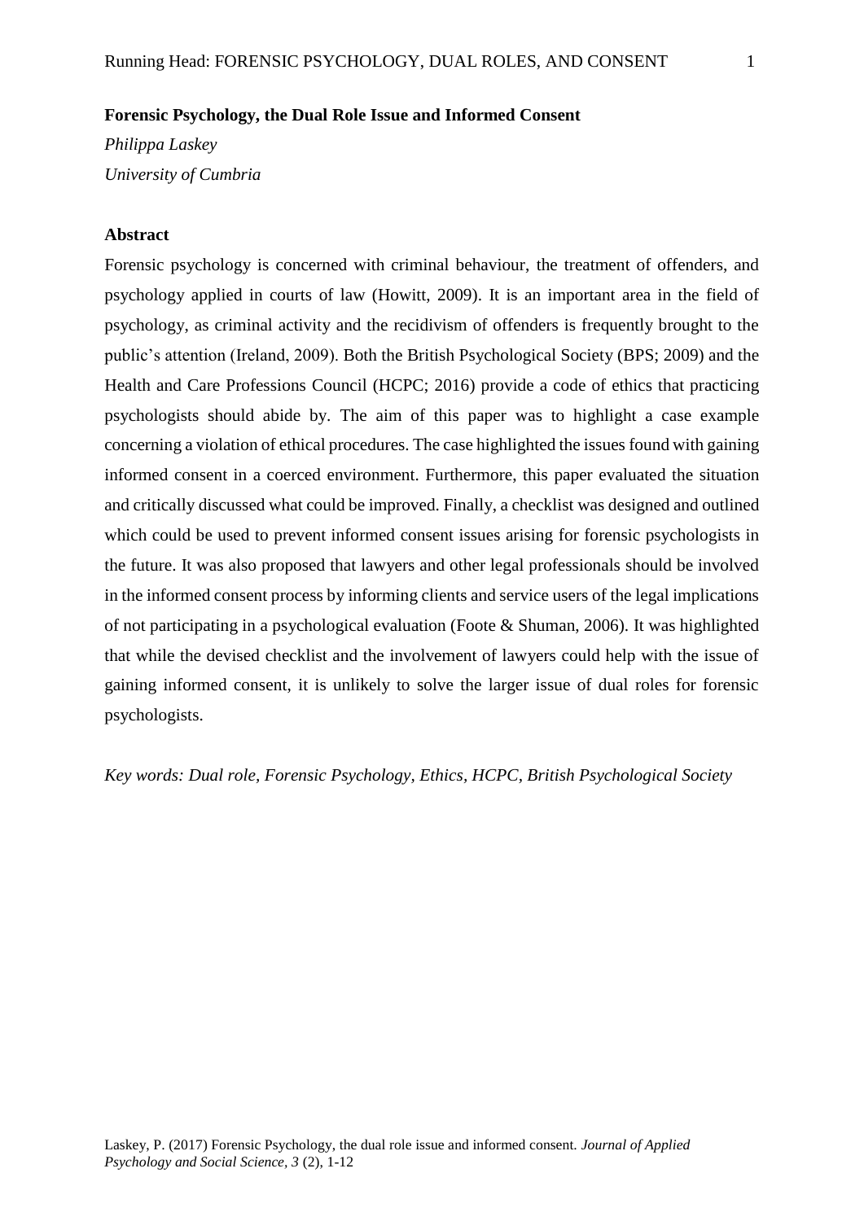**Forensic Psychology, the Dual Role Issue and Informed Consent**

*Philippa Laskey*

*University of Cumbria*

**Abstract**

Forensic psychology is concerned with criminal behaviour, the treatment of offenders, and psychology applied in courts of law (Howitt, 2009). It is an important area in the field of psychology, as criminal activity and the recidivism of offenders is frequently brought to the public's attention (Ireland, 2009). Both the British Psychological Society (BPS; 2009) and the Health and Care Professions Council (HCPC; 2016) provide a code of ethics that practicing psychologists should abide by. The aim of this paper was to highlight a case example concerning a violation of ethical procedures. The case highlighted the issues found with gaining informed consent in a coerced environment. Furthermore, this paper evaluated the situation and critically discussed what could be improved. Finally, a checklist was designed and outlined which could be used to prevent informed consent issues arising for forensic psychologists in the future. It was also proposed that lawyers and other legal professionals should be involved in the informed consent process by informing clients and service users of the legal implications of not participating in a psychological evaluation (Foote & Shuman, 2006). It was highlighted that while the devised checklist and the involvement of lawyers could help with the issue of gaining informed consent, it is unlikely to solve the larger issue of dual roles for forensic psychologists.

*Key words: Dual role, Forensic Psychology, Ethics, HCPC, British Psychological Society*

Laskey, P. (2017) Forensic Psychology, the dual role issue and informed consent. *Journal of Applied Psychology and Social Science, 3* (2), 1-12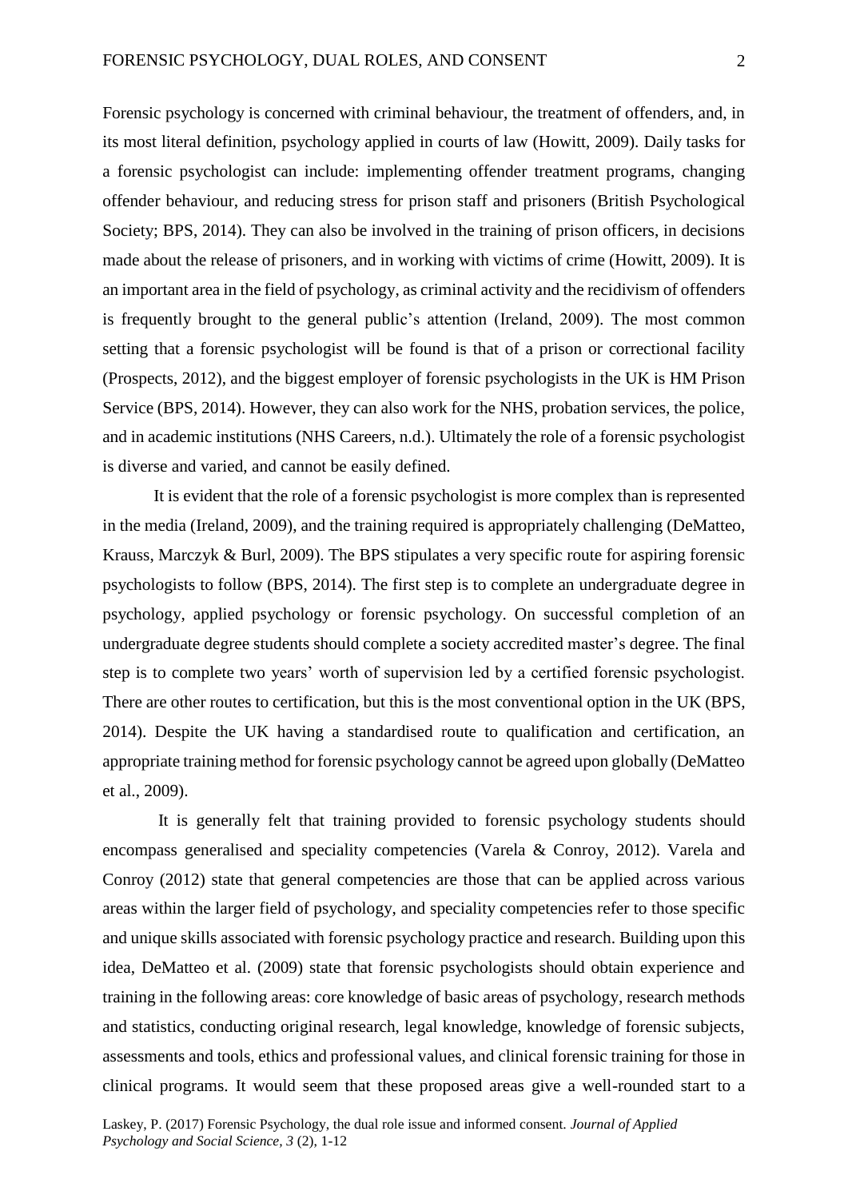Forensic psychology is concerned with criminal behaviour, the treatment of offenders, and, in its most literal definition, psychology applied in courts of law (Howitt, 2009). Daily tasks for a forensic psychologist can include: implementing offender treatment programs, changing offender behaviour, and reducing stress for prison staff and prisoners (British Psychological Society; BPS, 2014). They can also be involved in the training of prison officers, in decisions made about the release of prisoners, and in working with victims of crime (Howitt, 2009). It is an important area in the field of psychology, as criminal activity and the recidivism of offenders is frequently brought to the general public's attention (Ireland, 2009). The most common setting that a forensic psychologist will be found is that of a prison or correctional facility (Prospects, 2012), and the biggest employer of forensic psychologists in the UK is HM Prison Service (BPS, 2014). However, they can also work for the NHS, probation services, the police, and in academic institutions (NHS Careers, n.d.). Ultimately the role of a forensic psychologist is diverse and varied, and cannot be easily defined.

It is evident that the role of a forensic psychologist is more complex than is represented in the media (Ireland, 2009), and the training required is appropriately challenging (DeMatteo, Krauss, Marczyk & Burl, 2009). The BPS stipulates a very specific route for aspiring forensic psychologists to follow (BPS, 2014). The first step is to complete an undergraduate degree in psychology, applied psychology or forensic psychology. On successful completion of an undergraduate degree students should complete a society accredited master's degree. The final step is to complete two years' worth of supervision led by a certified forensic psychologist. There are other routes to certification, but this is the most conventional option in the UK (BPS, 2014). Despite the UK having a standardised route to qualification and certification, an appropriate training method for forensic psychology cannot be agreed upon globally (DeMatteo et al., 2009).

It is generally felt that training provided to forensic psychology students should encompass generalised and speciality competencies (Varela & Conroy, 2012). Varela and Conroy (2012) state that general competencies are those that can be applied across various areas within the larger field of psychology, and speciality competencies refer to those specific and unique skills associated with forensic psychology practice and research. Building upon this idea, DeMatteo et al. (2009) state that forensic psychologists should obtain experience and training in the following areas: core knowledge of basic areas of psychology, research methods and statistics, conducting original research, legal knowledge, knowledge of forensic subjects, assessments and tools, ethics and professional values, and clinical forensic training for those in clinical programs. It would seem that these proposed areas give a well-rounded start to a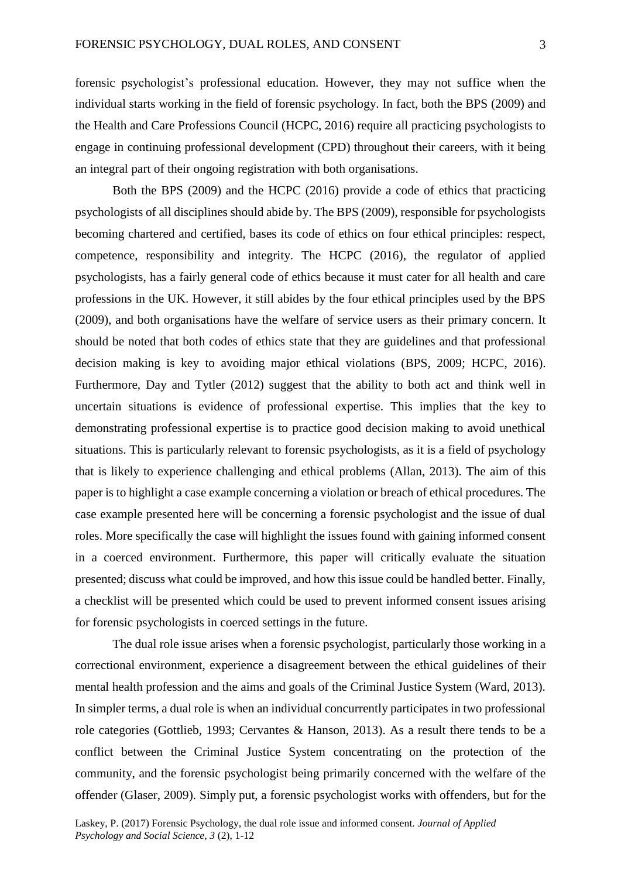forensic psychologist's professional education. However, they may not suffice when the individual starts working in the field of forensic psychology. In fact, both the BPS (2009) and the Health and Care Professions Council (HCPC, 2016) require all practicing psychologists to engage in continuing professional development (CPD) throughout their careers, with it being an integral part of their ongoing registration with both organisations.

Both the BPS (2009) and the HCPC (2016) provide a code of ethics that practicing psychologists of all disciplines should abide by. The BPS (2009), responsible for psychologists becoming chartered and certified, bases its code of ethics on four ethical principles: respect, competence, responsibility and integrity. The HCPC (2016), the regulator of applied psychologists, has a fairly general code of ethics because it must cater for all health and care professions in the UK. However, it still abides by the four ethical principles used by the BPS (2009), and both organisations have the welfare of service users as their primary concern. It should be noted that both codes of ethics state that they are guidelines and that professional decision making is key to avoiding major ethical violations (BPS, 2009; HCPC, 2016). Furthermore, Day and Tytler (2012) suggest that the ability to both act and think well in uncertain situations is evidence of professional expertise. This implies that the key to demonstrating professional expertise is to practice good decision making to avoid unethical situations. This is particularly relevant to forensic psychologists, as it is a field of psychology that is likely to experience challenging and ethical problems (Allan, 2013). The aim of this paper is to highlight a case example concerning a violation or breach of ethical procedures. The case example presented here will be concerning a forensic psychologist and the issue of dual roles. More specifically the case will highlight the issues found with gaining informed consent in a coerced environment. Furthermore, this paper will critically evaluate the situation presented; discuss what could be improved, and how this issue could be handled better. Finally, a checklist will be presented which could be used to prevent informed consent issues arising for forensic psychologists in coerced settings in the future.

The dual role issue arises when a forensic psychologist, particularly those working in a correctional environment, experience a disagreement between the ethical guidelines of their mental health profession and the aims and goals of the Criminal Justice System (Ward, 2013). In simpler terms, a dual role is when an individual concurrently participates in two professional role categories (Gottlieb, 1993; Cervantes & Hanson, 2013). As a result there tends to be a conflict between the Criminal Justice System concentrating on the protection of the community, and the forensic psychologist being primarily concerned with the welfare of the offender (Glaser, 2009). Simply put, a forensic psychologist works with offenders, but for the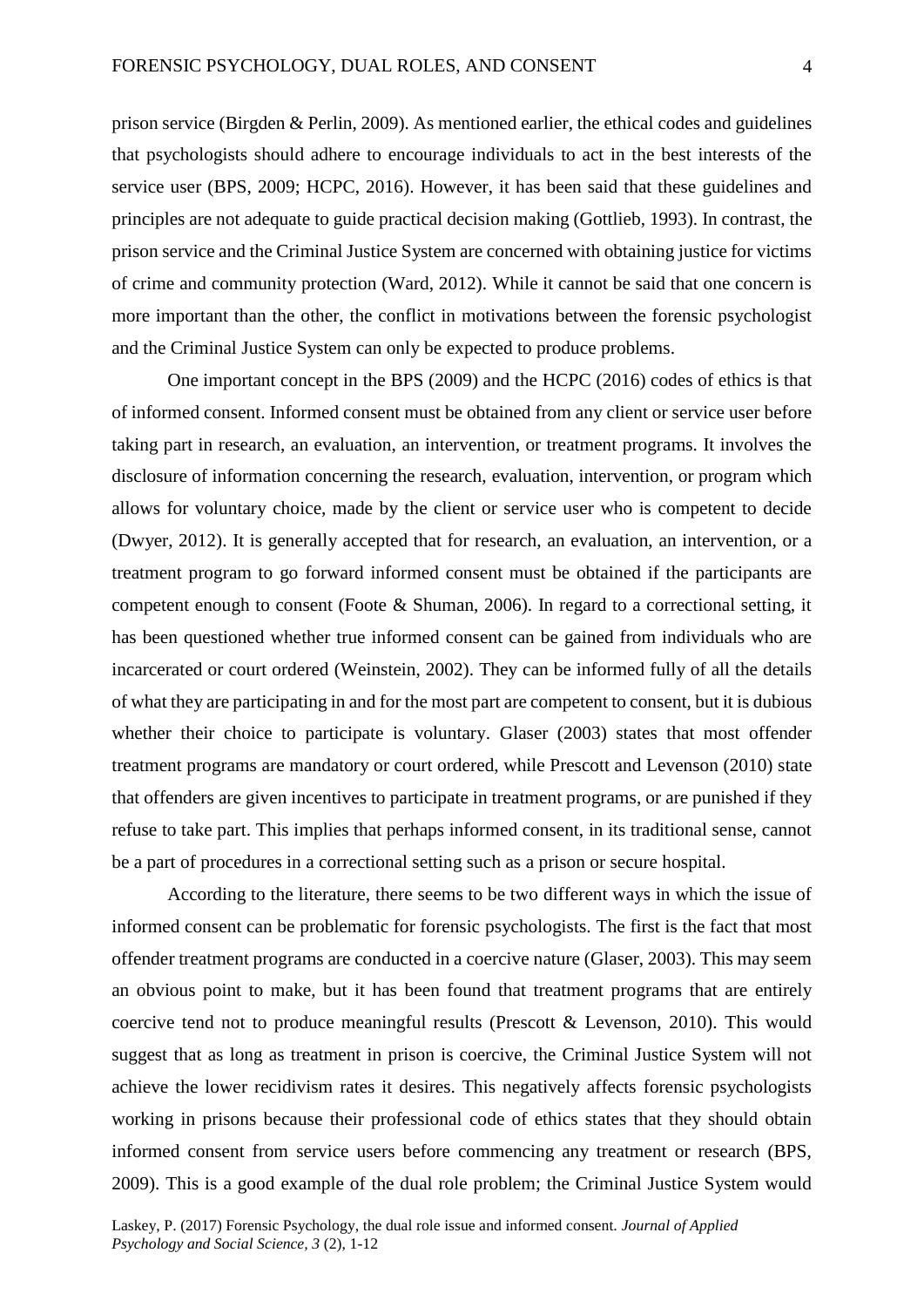prison service (Birgden & Perlin, 2009). As mentioned earlier, the ethical codes and guidelines that psychologists should adhere to encourage individuals to act in the best interests of the service user (BPS, 2009; HCPC, 2016). However, it has been said that these guidelines and principles are not adequate to guide practical decision making (Gottlieb, 1993). In contrast, the prison service and the Criminal Justice System are concerned with obtaining justice for victims of crime and community protection (Ward, 2012). While it cannot be said that one concern is more important than the other, the conflict in motivations between the forensic psychologist and the Criminal Justice System can only be expected to produce problems.

One important concept in the BPS (2009) and the HCPC (2016) codes of ethics is that of informed consent. Informed consent must be obtained from any client or service user before taking part in research, an evaluation, an intervention, or treatment programs. It involves the disclosure of information concerning the research, evaluation, intervention, or program which allows for voluntary choice, made by the client or service user who is competent to decide (Dwyer, 2012). It is generally accepted that for research, an evaluation, an intervention, or a treatment program to go forward informed consent must be obtained if the participants are competent enough to consent (Foote & Shuman, 2006). In regard to a correctional setting, it has been questioned whether true informed consent can be gained from individuals who are incarcerated or court ordered (Weinstein, 2002). They can be informed fully of all the details of what they are participating in and for the most part are competent to consent, but it is dubious whether their choice to participate is voluntary. Glaser (2003) states that most offender treatment programs are mandatory or court ordered, while Prescott and Levenson (2010) state that offenders are given incentives to participate in treatment programs, or are punished if they refuse to take part. This implies that perhaps informed consent, in its traditional sense, cannot be a part of procedures in a correctional setting such as a prison or secure hospital.

According to the literature, there seems to be two different ways in which the issue of informed consent can be problematic for forensic psychologists. The first is the fact that most offender treatment programs are conducted in a coercive nature (Glaser, 2003). This may seem an obvious point to make, but it has been found that treatment programs that are entirely coercive tend not to produce meaningful results (Prescott & Levenson, 2010). This would suggest that as long as treatment in prison is coercive, the Criminal Justice System will not achieve the lower recidivism rates it desires. This negatively affects forensic psychologists working in prisons because their professional code of ethics states that they should obtain informed consent from service users before commencing any treatment or research (BPS, 2009). This is a good example of the dual role problem; the Criminal Justice System would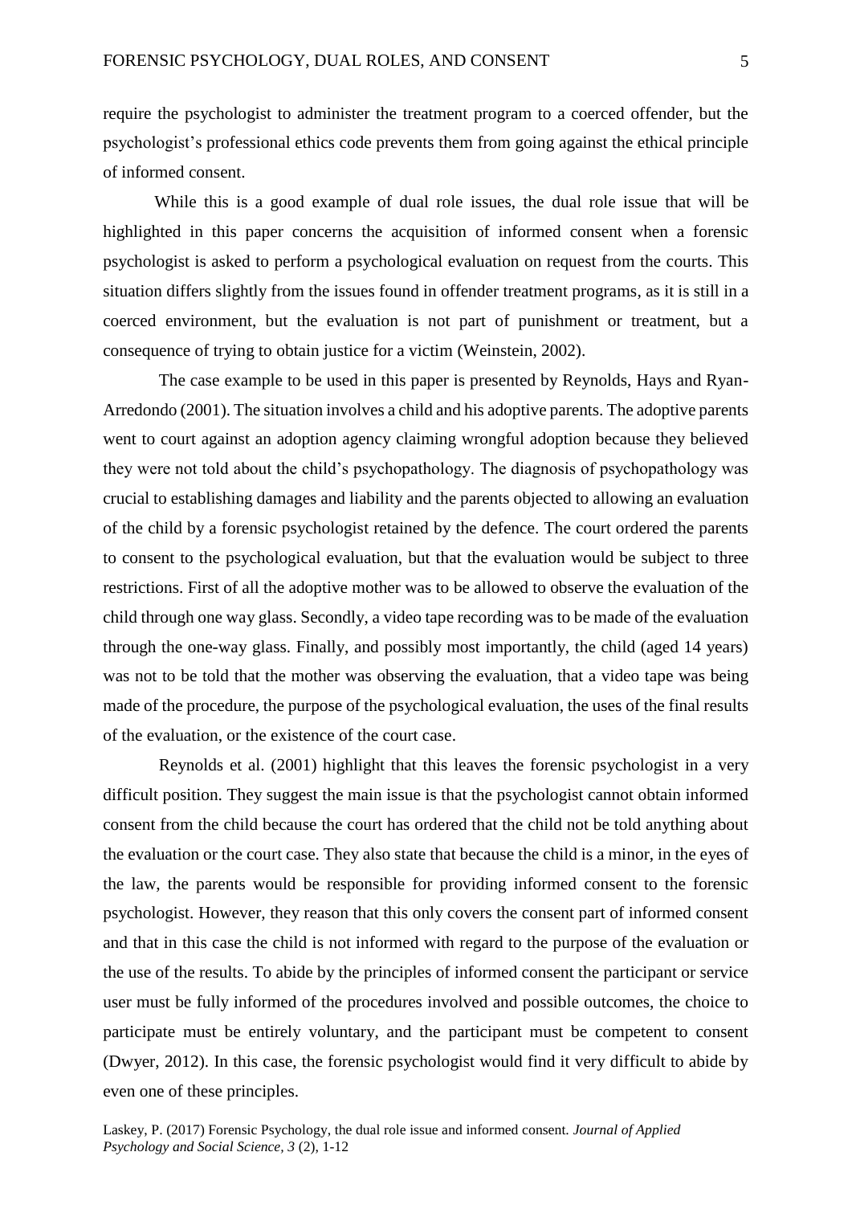require the psychologist to administer the treatment program to a coerced offender, but the psychologist's professional ethics code prevents them from going against the ethical principle of informed consent.

While this is a good example of dual role issues, the dual role issue that will be highlighted in this paper concerns the acquisition of informed consent when a forensic psychologist is asked to perform a psychological evaluation on request from the courts. This situation differs slightly from the issues found in offender treatment programs, as it is still in a coerced environment, but the evaluation is not part of punishment or treatment, but a consequence of trying to obtain justice for a victim (Weinstein, 2002).

The case example to be used in this paper is presented by Reynolds, Hays and Ryan-Arredondo (2001). The situation involves a child and his adoptive parents. The adoptive parents went to court against an adoption agency claiming wrongful adoption because they believed they were not told about the child's psychopathology. The diagnosis of psychopathology was crucial to establishing damages and liability and the parents objected to allowing an evaluation of the child by a forensic psychologist retained by the defence. The court ordered the parents to consent to the psychological evaluation, but that the evaluation would be subject to three restrictions. First of all the adoptive mother was to be allowed to observe the evaluation of the child through one way glass. Secondly, a video tape recording was to be made of the evaluation through the one-way glass. Finally, and possibly most importantly, the child (aged 14 years) was not to be told that the mother was observing the evaluation, that a video tape was being made of the procedure, the purpose of the psychological evaluation, the uses of the final results of the evaluation, or the existence of the court case.

Reynolds et al. (2001) highlight that this leaves the forensic psychologist in a very difficult position. They suggest the main issue is that the psychologist cannot obtain informed consent from the child because the court has ordered that the child not be told anything about the evaluation or the court case. They also state that because the child is a minor, in the eyes of the law, the parents would be responsible for providing informed consent to the forensic psychologist. However, they reason that this only covers the consent part of informed consent and that in this case the child is not informed with regard to the purpose of the evaluation or the use of the results. To abide by the principles of informed consent the participant or service user must be fully informed of the procedures involved and possible outcomes, the choice to participate must be entirely voluntary, and the participant must be competent to consent (Dwyer, 2012). In this case, the forensic psychologist would find it very difficult to abide by even one of these principles.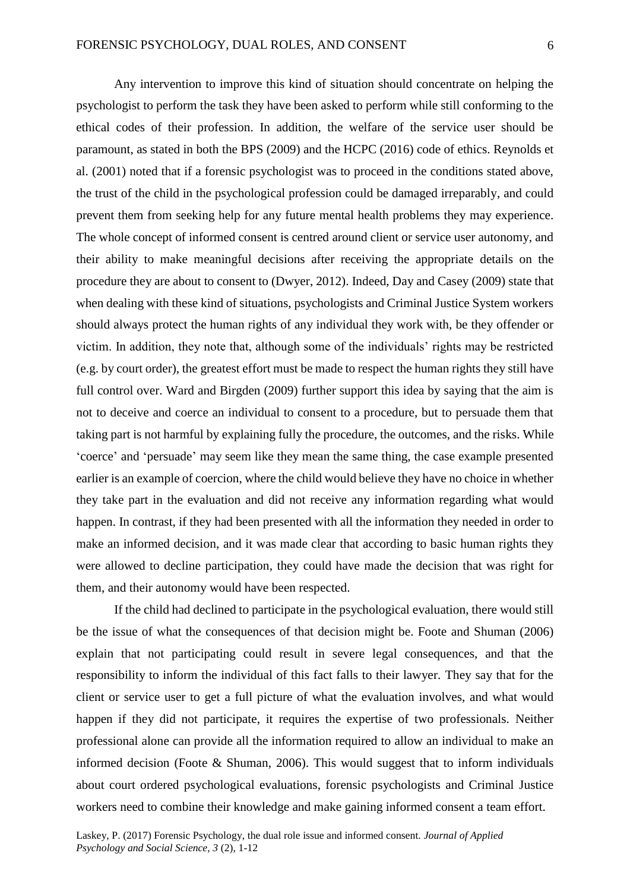Any intervention to improve this kind of situation should concentrate on helping the psychologist to perform the task they have been asked to perform while still conforming to the ethical codes of their profession. In addition, the welfare of the service user should be paramount, as stated in both the BPS (2009) and the HCPC (2016) code of ethics. Reynolds et al. (2001) noted that if a forensic psychologist was to proceed in the conditions stated above, the trust of the child in the psychological profession could be damaged irreparably, and could prevent them from seeking help for any future mental health problems they may experience. The whole concept of informed consent is centred around client or service user autonomy, and their ability to make meaningful decisions after receiving the appropriate details on the procedure they are about to consent to (Dwyer, 2012). Indeed, Day and Casey (2009) state that when dealing with these kind of situations, psychologists and Criminal Justice System workers should always protect the human rights of any individual they work with, be they offender or victim. In addition, they note that, although some of the individuals' rights may be restricted (e.g. by court order), the greatest effort must be made to respect the human rights they still have full control over. Ward and Birgden (2009) further support this idea by saying that the aim is not to deceive and coerce an individual to consent to a procedure, but to persuade them that taking part is not harmful by explaining fully the procedure, the outcomes, and the risks. While 'coerce' and 'persuade' may seem like they mean the same thing, the case example presented earlier is an example of coercion, where the child would believe they have no choice in whether they take part in the evaluation and did not receive any information regarding what would happen. In contrast, if they had been presented with all the information they needed in order to make an informed decision, and it was made clear that according to basic human rights they were allowed to decline participation, they could have made the decision that was right for them, and their autonomy would have been respected.

If the child had declined to participate in the psychological evaluation, there would still be the issue of what the consequences of that decision might be. Foote and Shuman (2006) explain that not participating could result in severe legal consequences, and that the responsibility to inform the individual of this fact falls to their lawyer. They say that for the client or service user to get a full picture of what the evaluation involves, and what would happen if they did not participate, it requires the expertise of two professionals. Neither professional alone can provide all the information required to allow an individual to make an informed decision (Foote & Shuman, 2006). This would suggest that to inform individuals about court ordered psychological evaluations, forensic psychologists and Criminal Justice workers need to combine their knowledge and make gaining informed consent a team effort.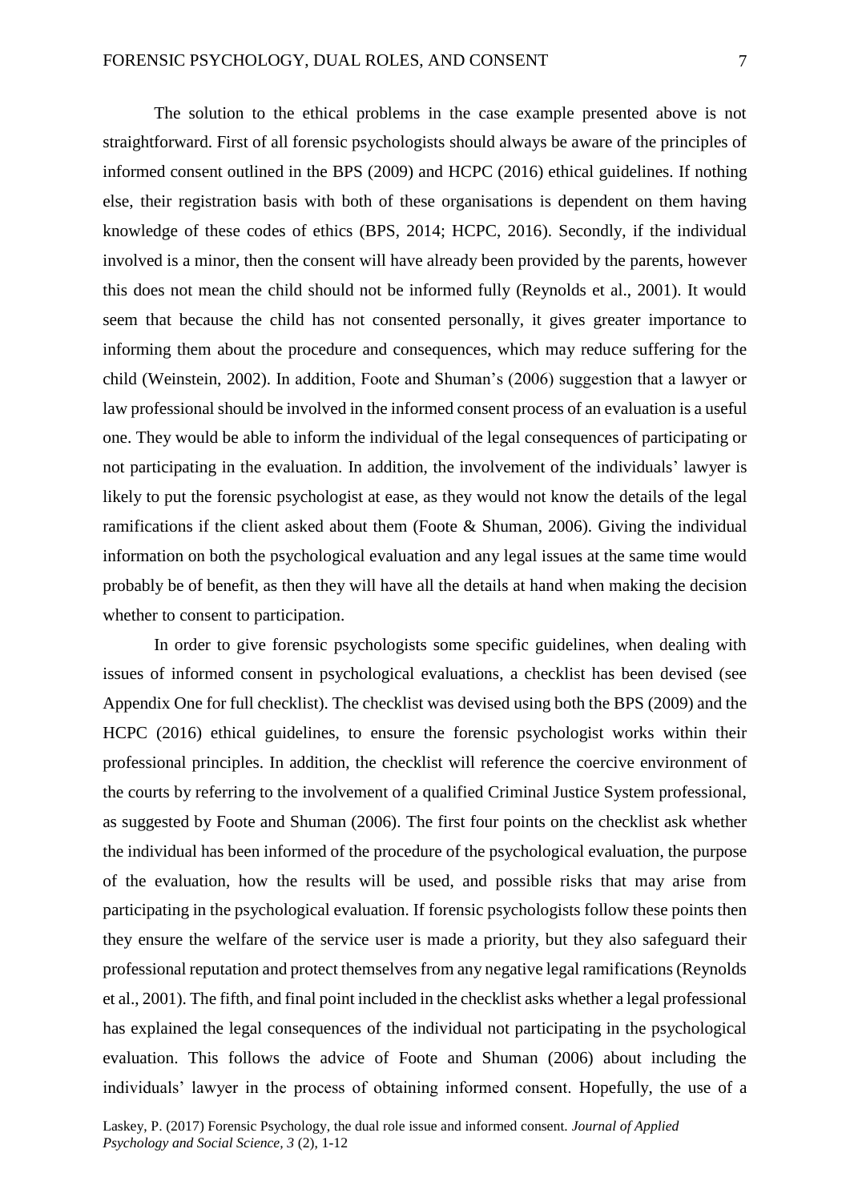The solution to the ethical problems in the case example presented above is not straightforward. First of all forensic psychologists should always be aware of the principles of informed consent outlined in the BPS (2009) and HCPC (2016) ethical guidelines. If nothing else, their registration basis with both of these organisations is dependent on them having knowledge of these codes of ethics (BPS, 2014; HCPC, 2016). Secondly, if the individual involved is a minor, then the consent will have already been provided by the parents, however this does not mean the child should not be informed fully (Reynolds et al., 2001). It would seem that because the child has not consented personally, it gives greater importance to informing them about the procedure and consequences, which may reduce suffering for the child (Weinstein, 2002). In addition, Foote and Shuman's (2006) suggestion that a lawyer or law professional should be involved in the informed consent process of an evaluation is a useful one. They would be able to inform the individual of the legal consequences of participating or not participating in the evaluation. In addition, the involvement of the individuals' lawyer is likely to put the forensic psychologist at ease, as they would not know the details of the legal ramifications if the client asked about them (Foote & Shuman, 2006). Giving the individual information on both the psychological evaluation and any legal issues at the same time would probably be of benefit, as then they will have all the details at hand when making the decision whether to consent to participation.

In order to give forensic psychologists some specific guidelines, when dealing with issues of informed consent in psychological evaluations, a checklist has been devised (see Appendix One for full checklist). The checklist was devised using both the BPS (2009) and the HCPC (2016) ethical guidelines, to ensure the forensic psychologist works within their professional principles. In addition, the checklist will reference the coercive environment of the courts by referring to the involvement of a qualified Criminal Justice System professional, as suggested by Foote and Shuman (2006). The first four points on the checklist ask whether the individual has been informed of the procedure of the psychological evaluation, the purpose of the evaluation, how the results will be used, and possible risks that may arise from participating in the psychological evaluation. If forensic psychologists follow these points then they ensure the welfare of the service user is made a priority, but they also safeguard their professional reputation and protect themselves from any negative legal ramifications (Reynolds et al., 2001). The fifth, and final point included in the checklist asks whether a legal professional has explained the legal consequences of the individual not participating in the psychological evaluation. This follows the advice of Foote and Shuman (2006) about including the individuals' lawyer in the process of obtaining informed consent. Hopefully, the use of a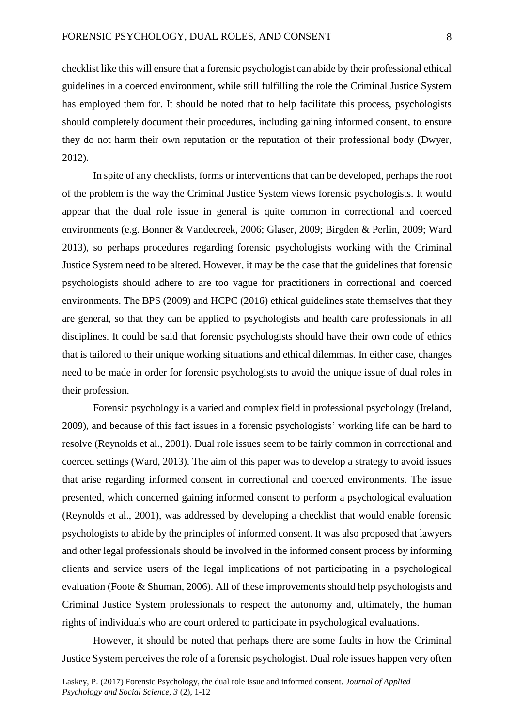checklist like this will ensure that a forensic psychologist can abide by their professional ethical guidelines in a coerced environment, while still fulfilling the role the Criminal Justice System has employed them for. It should be noted that to help facilitate this process, psychologists should completely document their procedures, including gaining informed consent, to ensure they do not harm their own reputation or the reputation of their professional body (Dwyer, 2012).

In spite of any checklists, forms or interventions that can be developed, perhaps the root of the problem is the way the Criminal Justice System views forensic psychologists. It would appear that the dual role issue in general is quite common in correctional and coerced environments (e.g. Bonner & Vandecreek, 2006; Glaser, 2009; Birgden & Perlin, 2009; Ward 2013), so perhaps procedures regarding forensic psychologists working with the Criminal Justice System need to be altered. However, it may be the case that the guidelines that forensic psychologists should adhere to are too vague for practitioners in correctional and coerced environments. The BPS (2009) and HCPC (2016) ethical guidelines state themselves that they are general, so that they can be applied to psychologists and health care professionals in all disciplines. It could be said that forensic psychologists should have their own code of ethics that is tailored to their unique working situations and ethical dilemmas. In either case, changes need to be made in order for forensic psychologists to avoid the unique issue of dual roles in their profession.

Forensic psychology is a varied and complex field in professional psychology (Ireland, 2009), and because of this fact issues in a forensic psychologists' working life can be hard to resolve (Reynolds et al., 2001). Dual role issues seem to be fairly common in correctional and coerced settings (Ward, 2013). The aim of this paper was to develop a strategy to avoid issues that arise regarding informed consent in correctional and coerced environments. The issue presented, which concerned gaining informed consent to perform a psychological evaluation (Reynolds et al., 2001), was addressed by developing a checklist that would enable forensic psychologists to abide by the principles of informed consent. It was also proposed that lawyers and other legal professionals should be involved in the informed consent process by informing clients and service users of the legal implications of not participating in a psychological evaluation (Foote & Shuman, 2006). All of these improvements should help psychologists and Criminal Justice System professionals to respect the autonomy and, ultimately, the human rights of individuals who are court ordered to participate in psychological evaluations.

However, it should be noted that perhaps there are some faults in how the Criminal Justice System perceives the role of a forensic psychologist. Dual role issues happen very often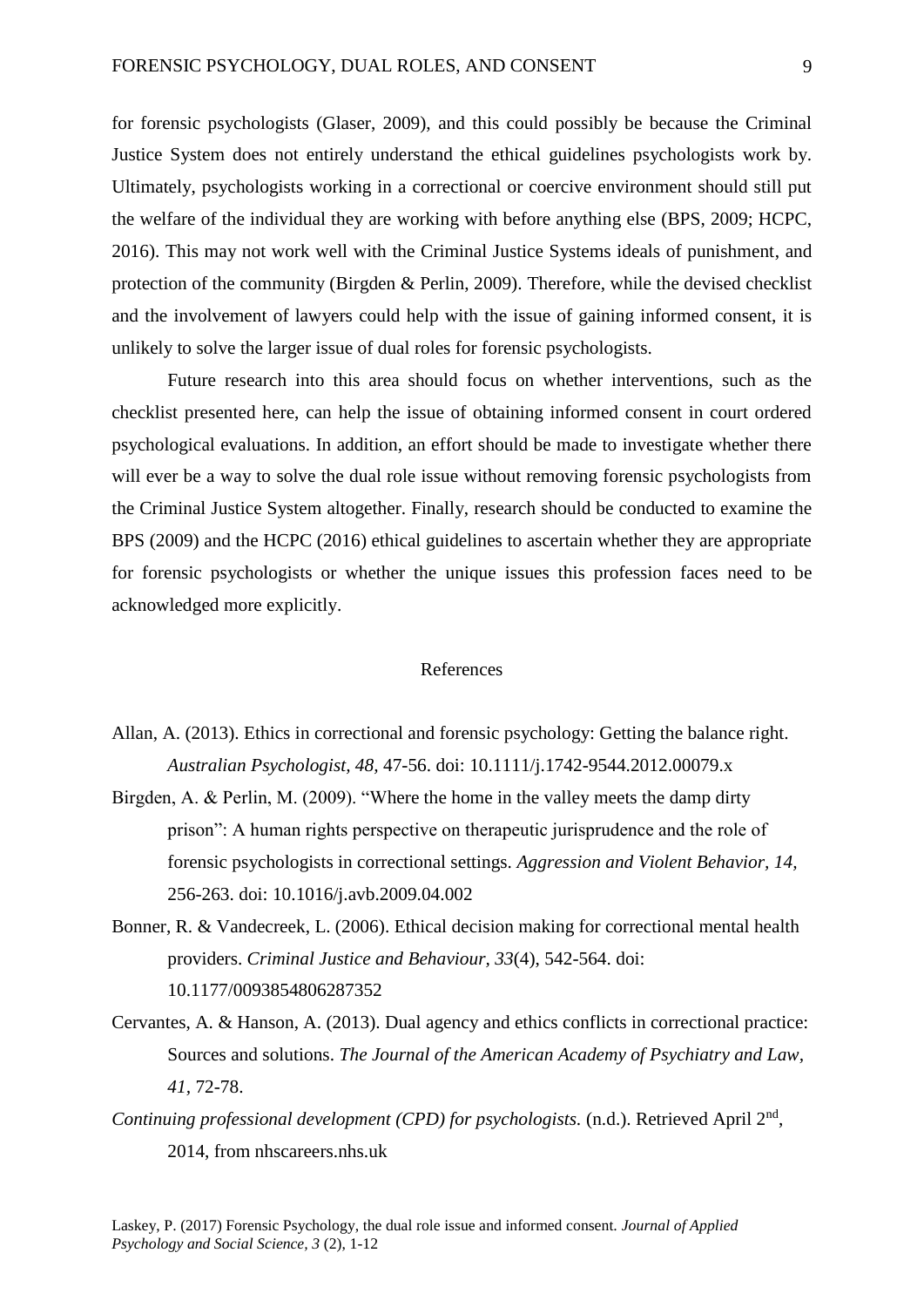for forensic psychologists (Glaser, 2009), and this could possibly be because the Criminal Justice System does not entirely understand the ethical guidelines psychologists work by. Ultimately, psychologists working in a correctional or coercive environment should still put the welfare of the individual they are working with before anything else (BPS, 2009; HCPC, 2016). This may not work well with the Criminal Justice Systems ideals of punishment, and protection of the community (Birgden & Perlin, 2009). Therefore, while the devised checklist and the involvement of lawyers could help with the issue of gaining informed consent, it is unlikely to solve the larger issue of dual roles for forensic psychologists.

Future research into this area should focus on whether interventions, such as the checklist presented here, can help the issue of obtaining informed consent in court ordered psychological evaluations. In addition, an effort should be made to investigate whether there will ever be a way to solve the dual role issue without removing forensic psychologists from the Criminal Justice System altogether. Finally, research should be conducted to examine the BPS (2009) and the HCPC (2016) ethical guidelines to ascertain whether they are appropriate for forensic psychologists or whether the unique issues this profession faces need to be acknowledged more explicitly.

## References

Allan, A. (2013). Ethics in correctional and forensic psychology: Getting the balance right. *Australian Psychologist, 48,* 47-56. doi: 10.1111/j.1742-9544.2012.00079.x

Birgden, A. & Perlin, M. (2009). "Where the home in the valley meets the damp dirty prison": A human rights perspective on therapeutic jurisprudence and the role of forensic psychologists in correctional settings. *Aggression and Violent Behavior, 14*, 256-263. doi: 10.1016/j.avb.2009.04.002

Bonner, R. & Vandecreek, L. (2006). Ethical decision making for correctional mental health providers. *Criminal Justice and Behaviour, 33*(4), 542-564. doi: 10.1177/0093854806287352

Cervantes, A. & Hanson, A. (2013). Dual agency and ethics conflicts in correctional practice: Sources and solutions. *The Journal of the American Academy of Psychiatry and Law, 41,* 72-78.

*Continuing professional development (CPD) for psychologists.* (n.d.). Retrieved April 2nd, 2014, from nhscareers.nhs.uk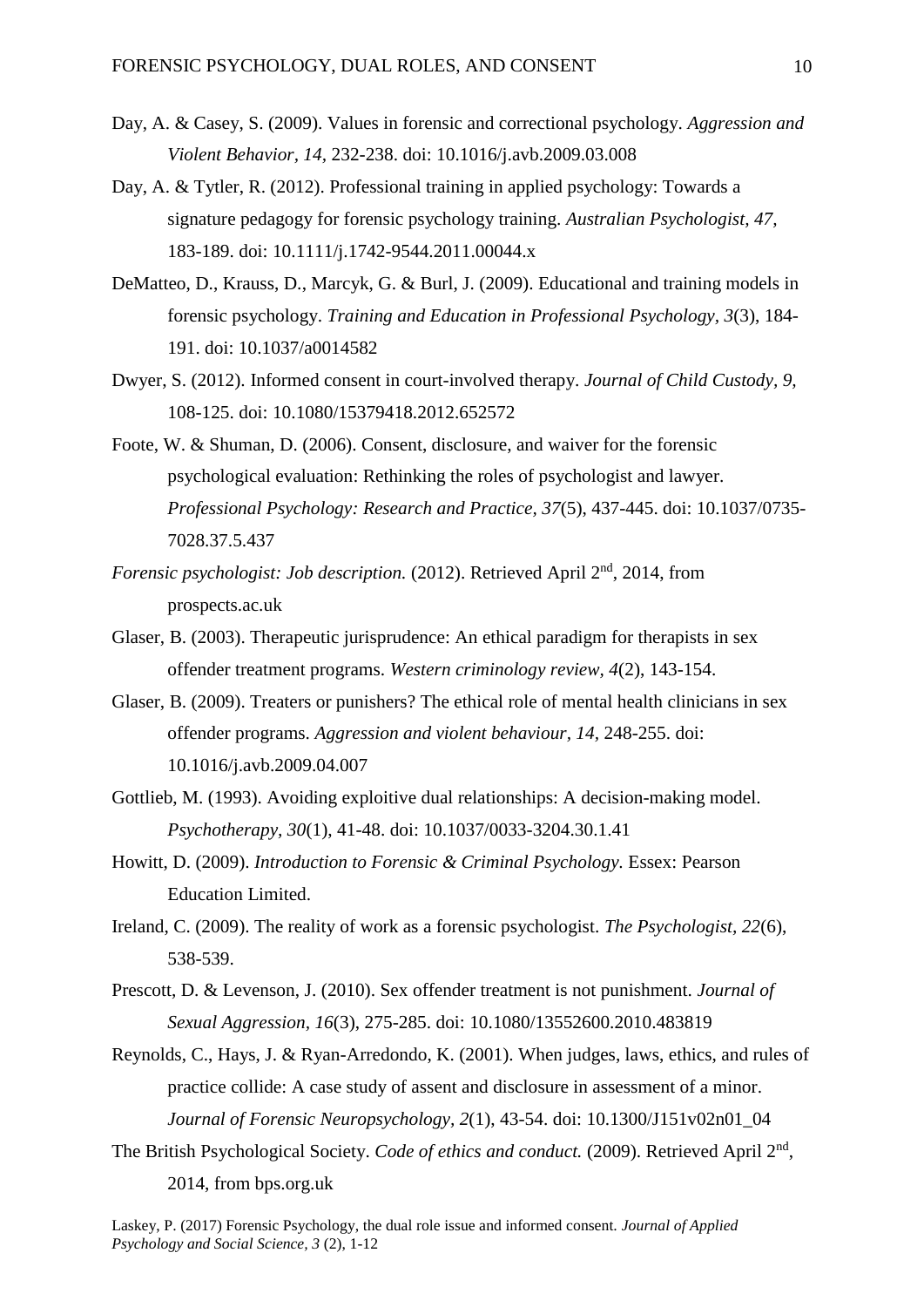Day, A. & Casey, S. (2009). Values in forensic and correctional psychology. *Aggression and Violent Behavior, 14,* 232-238. doi: 10.1016/j.avb.2009.03.008

Day, A. & Tytler, R. (2012). Professional training in applied psychology: Towards a signature pedagogy for forensic psychology training. *Australian Psychologist, 47,* 183-189. doi: 10.1111/j.1742-9544.2011.00044.x

DeMatteo, D., Krauss, D., Marcyk, G. & Burl, J. (2009). Educational and training models in forensic psychology. *Training and Education in Professional Psychology, 3*(3), 184-191. doi: 10.1037/a0014582

Dwyer, S. (2012). Informed consent in court-involved therapy. *Journal of Child Custody, 9,* 108-125. doi: 10.1080/15379418.2012.652572

Foote, W. & Shuman, D. (2006). Consent, disclosure, and waiver for the forensic psychological evaluation: Rethinking the roles of psychologist and lawyer. *Professional Psychology: Research and Practice, 37*(5), 437-445. doi: 10.1037/0735-7028.37.5.437

*Forensic psychologist: Job description.* (2012). Retrieved April 2nd, 2014, from prospects.ac.uk

Glaser, B. (2003). Therapeutic jurisprudence: An ethical paradigm for therapists in sex offender treatment programs. *Western criminology review, 4*(2), 143-154.

Glaser, B. (2009). Treaters or punishers? The ethical role of mental health clinicians in sex offender programs. *Aggression and violent behaviour, 14,* 248-255. doi: 10.1016/j.avb.2009.04.007

Gottlieb, M. (1993). Avoiding exploitive dual relationships: A decision-making model. *Psychotherapy, 30*(1), 41-48. doi: 10.1037/0033-3204.30.1.41

Howitt, D. (2009). *Introduction to Forensic & Criminal Psychology.* Essex: Pearson Education Limited.

Ireland, C. (2009). The reality of work as a forensic psychologist. *The Psychologist, 22*(6), 538-539.

Prescott, D. & Levenson, J. (2010). Sex offender treatment is not punishment. *Journal of Sexual Aggression, 16*(3), 275-285. doi: 10.1080/13552600.2010.483819

Reynolds, C., Hays, J. & Ryan-Arredondo, K. (2001). When judges, laws, ethics, and rules of practice collide: A case study of assent and disclosure in assessment of a minor. *Journal of Forensic Neuropsychology, 2*(1), 43-54. doi: 10.1300/J151v02n01_04

The British Psychological Society. *Code of ethics and conduct.* (2009). Retrieved April 2nd, 2014, from bps.org.uk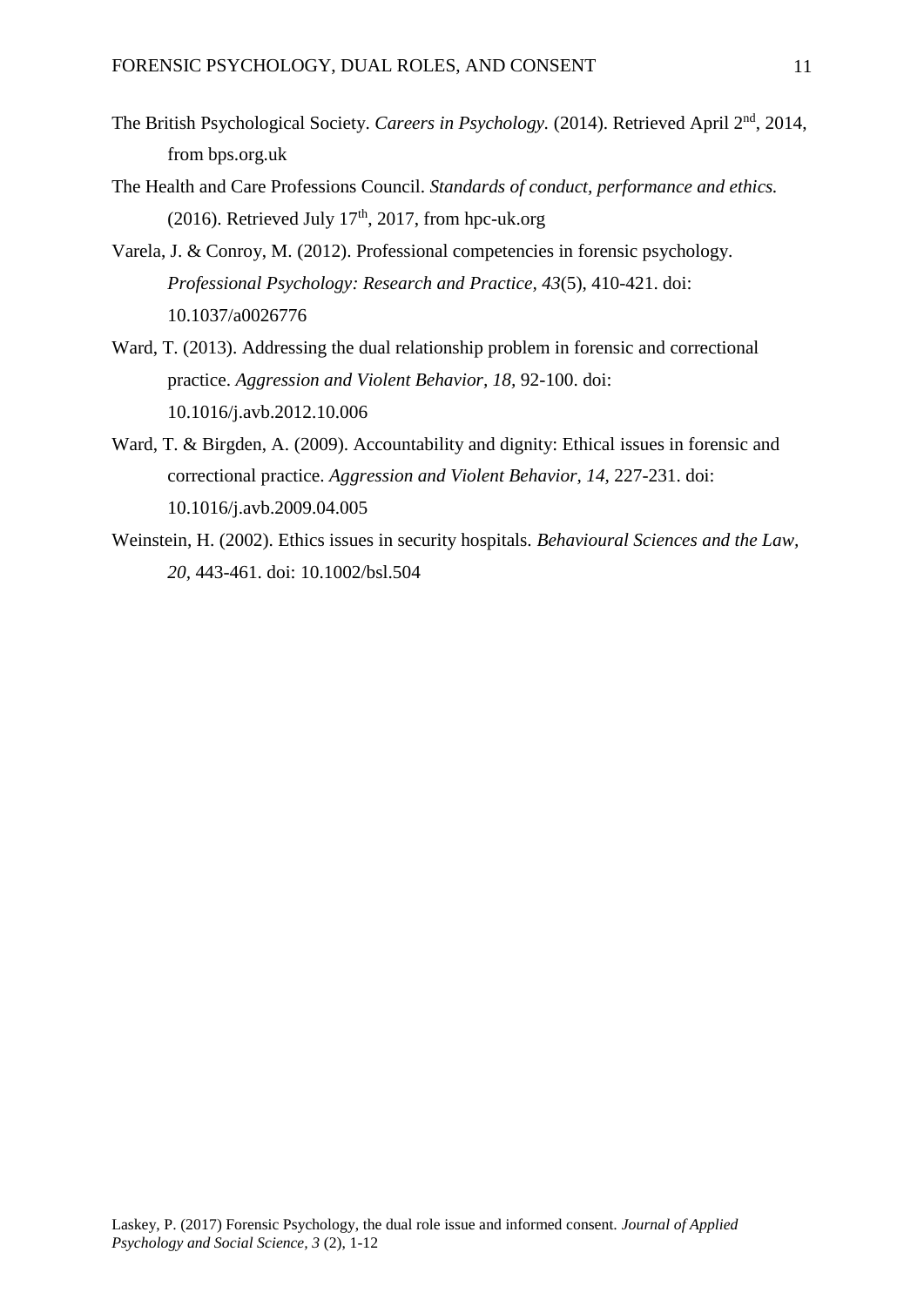The British Psychological Society. *Careers in Psychology.* (2014). Retrieved April 2nd, 2014, from bps.org.uk

The Health and Care Professions Council. *Standards of conduct, performance and ethics.* (2016). Retrieved July 17th, 2017, from hpc-uk.org

Varela, J. & Conroy, M. (2012). Professional competencies in forensic psychology. *Professional Psychology: Research and Practice, 43*(5), 410-421. doi: 10.1037/a0026776

Ward, T. (2013). Addressing the dual relationship problem in forensic and correctional practice. *Aggression and Violent Behavior, 18,* 92-100. doi: 10.1016/j.avb.2012.10.006

Ward, T. & Birgden, A. (2009). Accountability and dignity: Ethical issues in forensic and correctional practice. *Aggression and Violent Behavior, 14,* 227-231. doi: 10.1016/j.avb.2009.04.005

Weinstein, H. (2002). Ethics issues in security hospitals. *Behavioural Sciences and the Law, 20,* 443-461. doi: 10.1002/bsl.504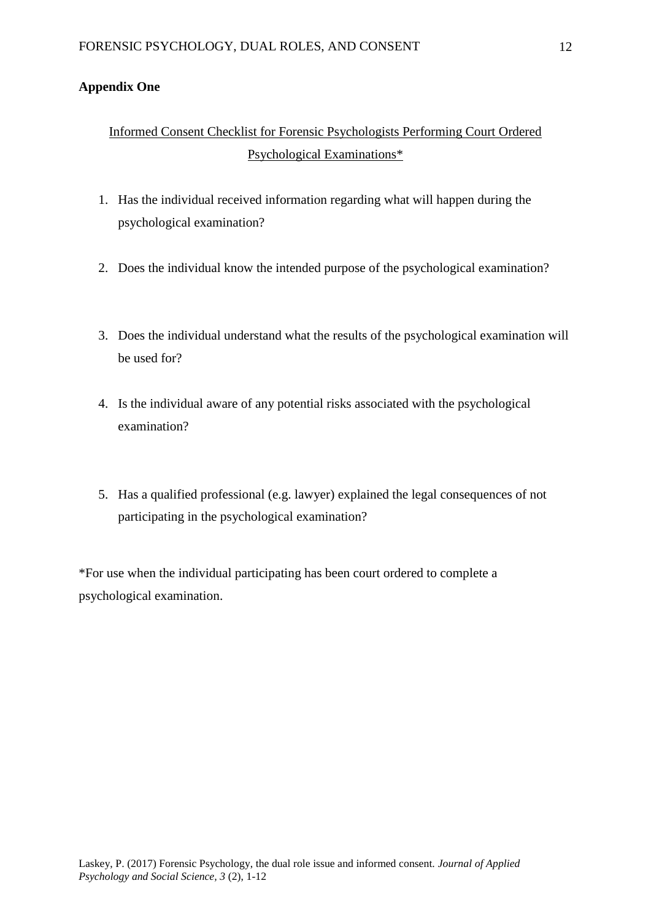**Appendix One**

Informed Consent Checklist for Forensic Psychologists Performing Court Ordered Psychological Examinations*

1. Has the individual received information regarding what will happen during the psychological examination?
2. Does the individual know the intended purpose of the psychological examination?
3. Does the individual understand what the results of the psychological examination will be used for?
4. Is the individual aware of any potential risks associated with the psychological examination?
5. Has a qualified professional (e.g. lawyer) explained the legal consequences of not participating in the psychological examination?

*For use when the individual participating has been court ordered to complete a psychological examination.